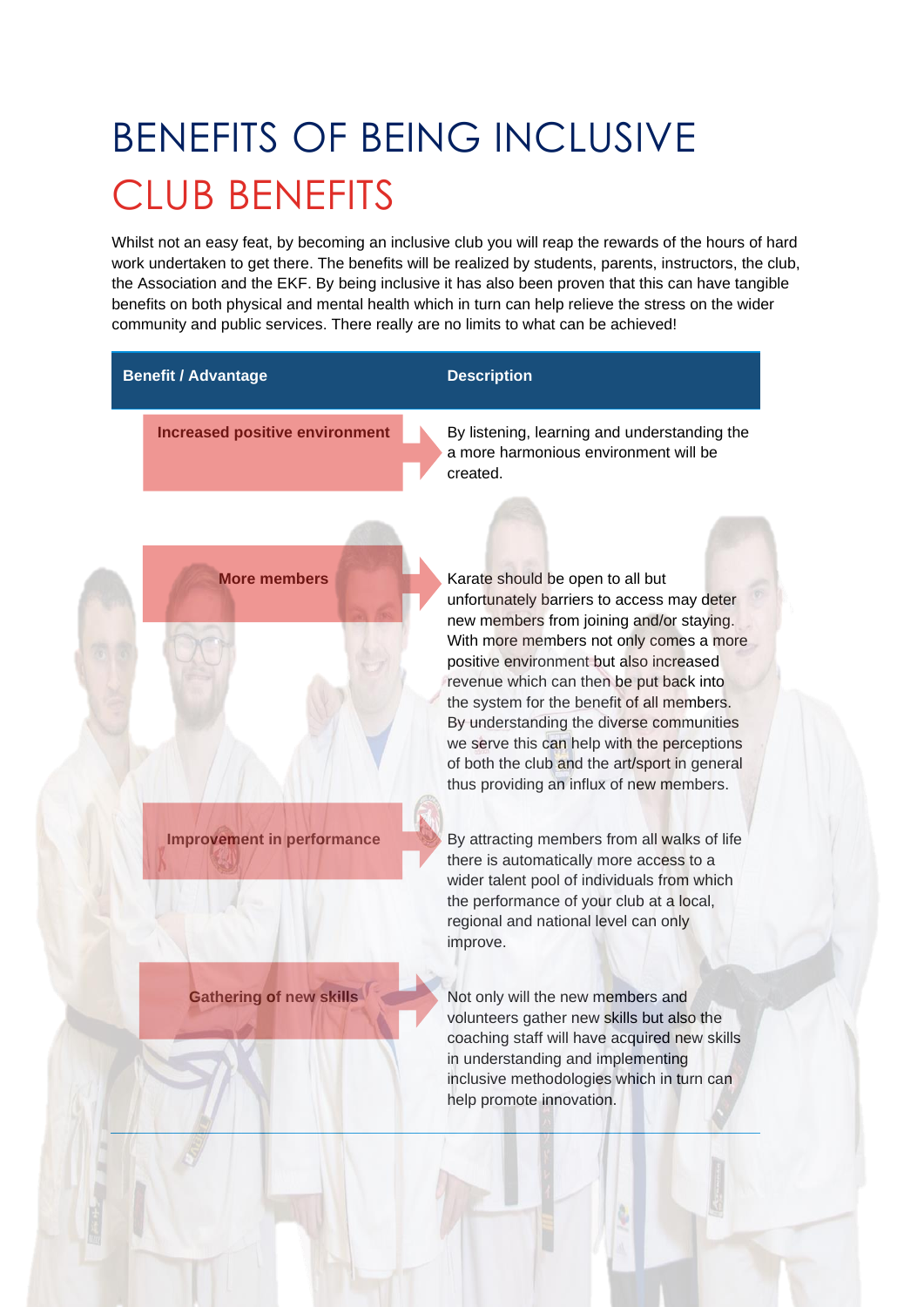# BENEFITS OF BEING INCLUSIVE

## CLUB BENEFITS

Whilst not an easy feat, by becoming an inclusive club you will reap the rewards of the hours of hard work undertaken to get there. The benefits will be realized by students, parents, instructors, the club, the Association and the EKF. By being inclusive it has also been proven that this can have tangible benefits on both physical and mental health which in turn can help relieve the stress on the wider community and public services. There really are no limits to what can be achieved!

| Benefit / Advantage | Description |
|---|---|
| Increased positive environment | By listening, learning and understanding the a more harmonious environment will be created. |
| More members | Karate should be open to all but unfortunately barriers to access may deter new members from joining and/or staying. With more members not only comes a more positive environment but also increased revenue which can then be put back into the system for the benefit of all members. By understanding the diverse communities we serve this can help with the perceptions of both the club and the art/sport in general thus providing an influx of new members. |
| Improvement in performance | By attracting members from all walks of life there is automatically more access to a wider talent pool of individuals from which the performance of your club at a local, regional and national level can only improve. |
| Gathering of new skills | Not only will the new members and volunteers gather new skills but also the coaching staff will have acquired new skills in understanding and implementing inclusive methodologies which in turn can help promote innovation. |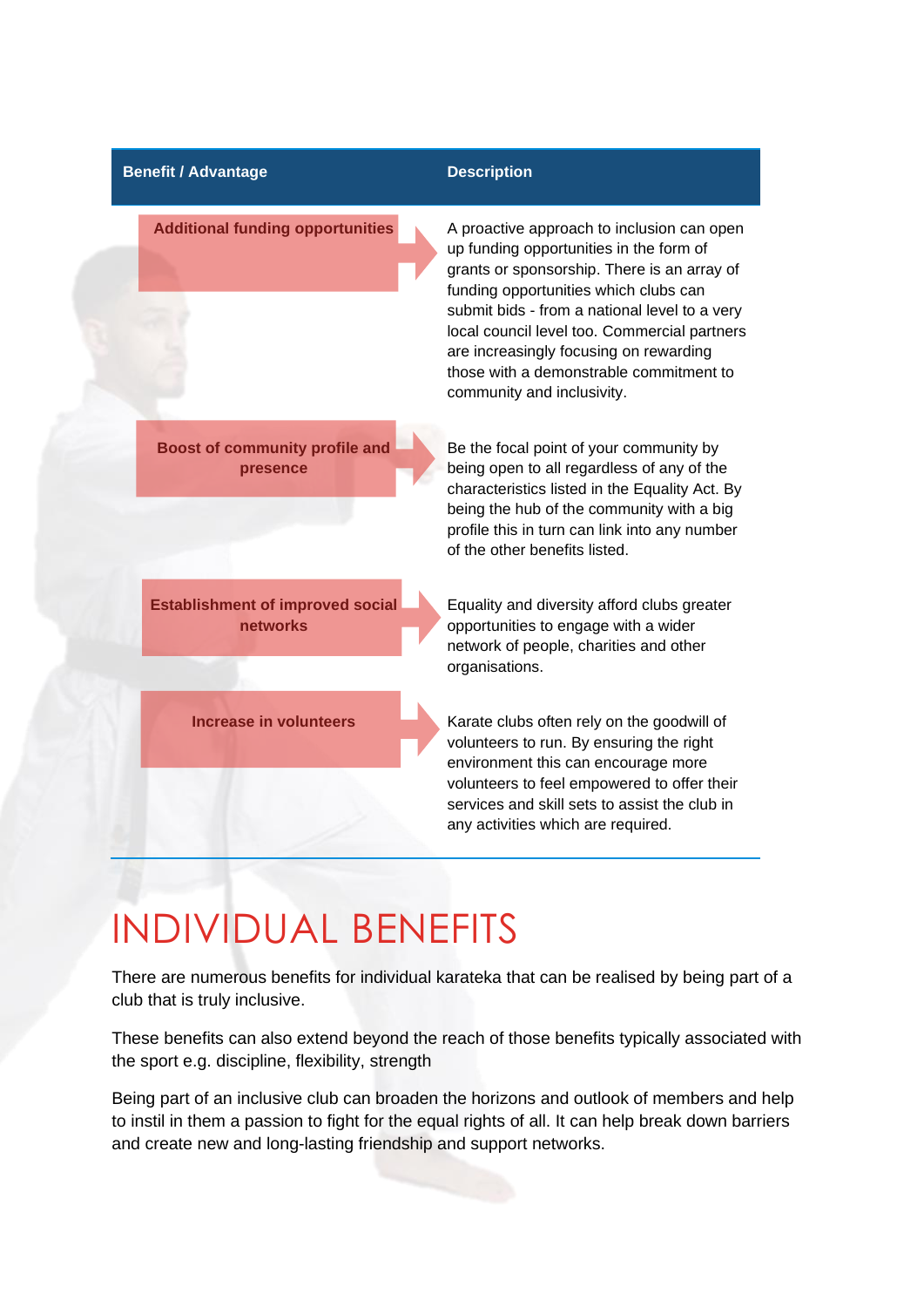| Benefit / Advantage | Description |
|---|---|
| **Additional funding opportunities** | A proactive approach to inclusion can open up funding opportunities in the form of grants or sponsorship. There is an array of funding opportunities which clubs can submit bids - from a national level to a very local council level too. Commercial partners are increasingly focusing on rewarding those with a demonstrable commitment to community and inclusivity. |
| **Boost of community profile and presence** | Be the focal point of your community by being open to all regardless of any of the characteristics listed in the Equality Act. By being the hub of the community with a big profile this in turn can link into any number of the other benefits listed. |
| **Establishment of improved social networks** | Equality and diversity afford clubs greater opportunities to engage with a wider network of people, charities and other organisations. |
| **Increase in volunteers** | Karate clubs often rely on the goodwill of volunteers to run. By ensuring the right environment this can encourage more volunteers to feel empowered to offer their services and skill sets to assist the club in any activities which are required. |

# INDIVIDUAL BENEFITS

There are numerous benefits for individual karateka that can be realised by being part of a club that is truly inclusive.

These benefits can also extend beyond the reach of those benefits typically associated with the sport e.g. discipline, flexibility, strength

Being part of an inclusive club can broaden the horizons and outlook of members and help to instil in them a passion to fight for the equal rights of all. It can help break down barriers and create new and long-lasting friendship and support networks.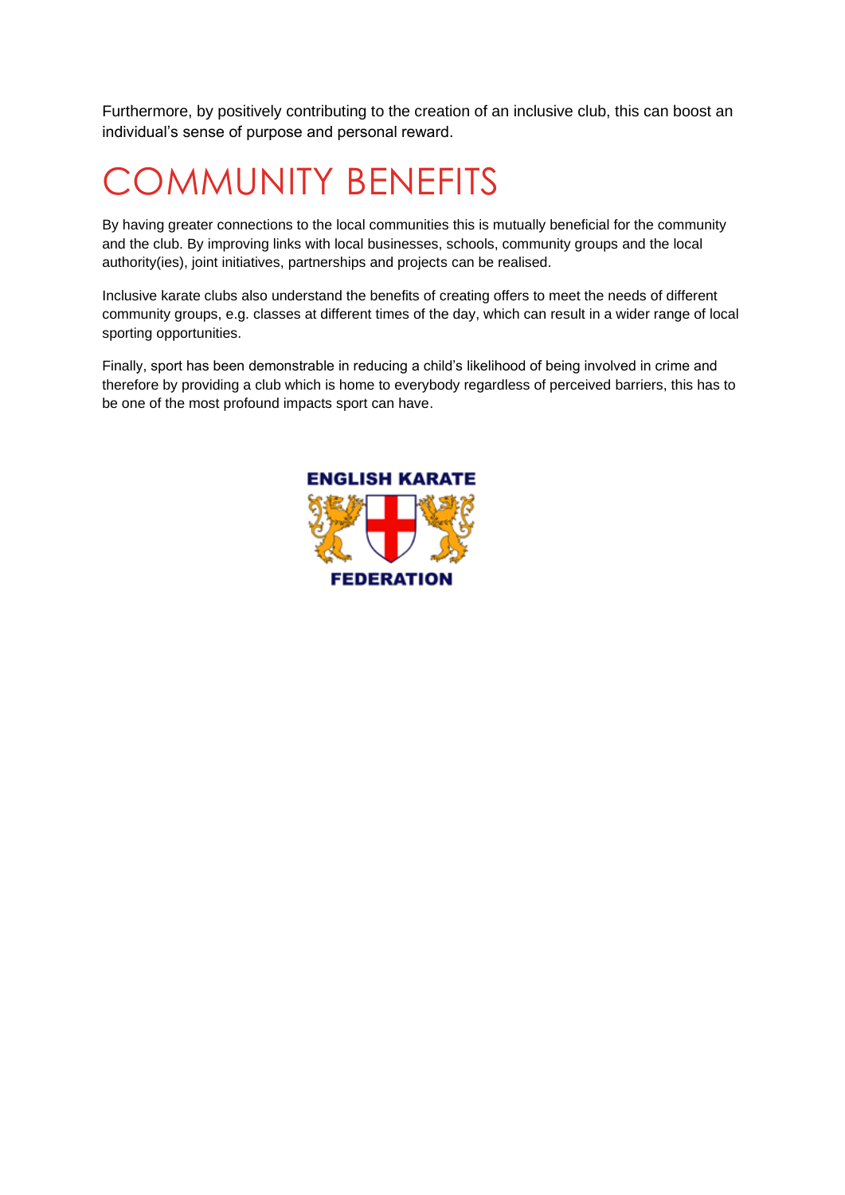Furthermore, by positively contributing to the creation of an inclusive club, this can boost an individual's sense of purpose and personal reward.

# COMMUNITY BENEFITS

By having greater connections to the local communities this is mutually beneficial for the community and the club. By improving links with local businesses, schools, community groups and the local authority(ies), joint initiatives, partnerships and projects can be realised.

Inclusive karate clubs also understand the benefits of creating offers to meet the needs of different community groups, e.g. classes at different times of the day, which can result in a wider range of local sporting opportunities.

Finally, sport has been demonstrable in reducing a child's likelihood of being involved in crime and therefore by providing a club which is home to everybody regardless of perceived barriers, this has to be one of the most profound impacts sport can have.

ENGLISH KARATE FEDERATION